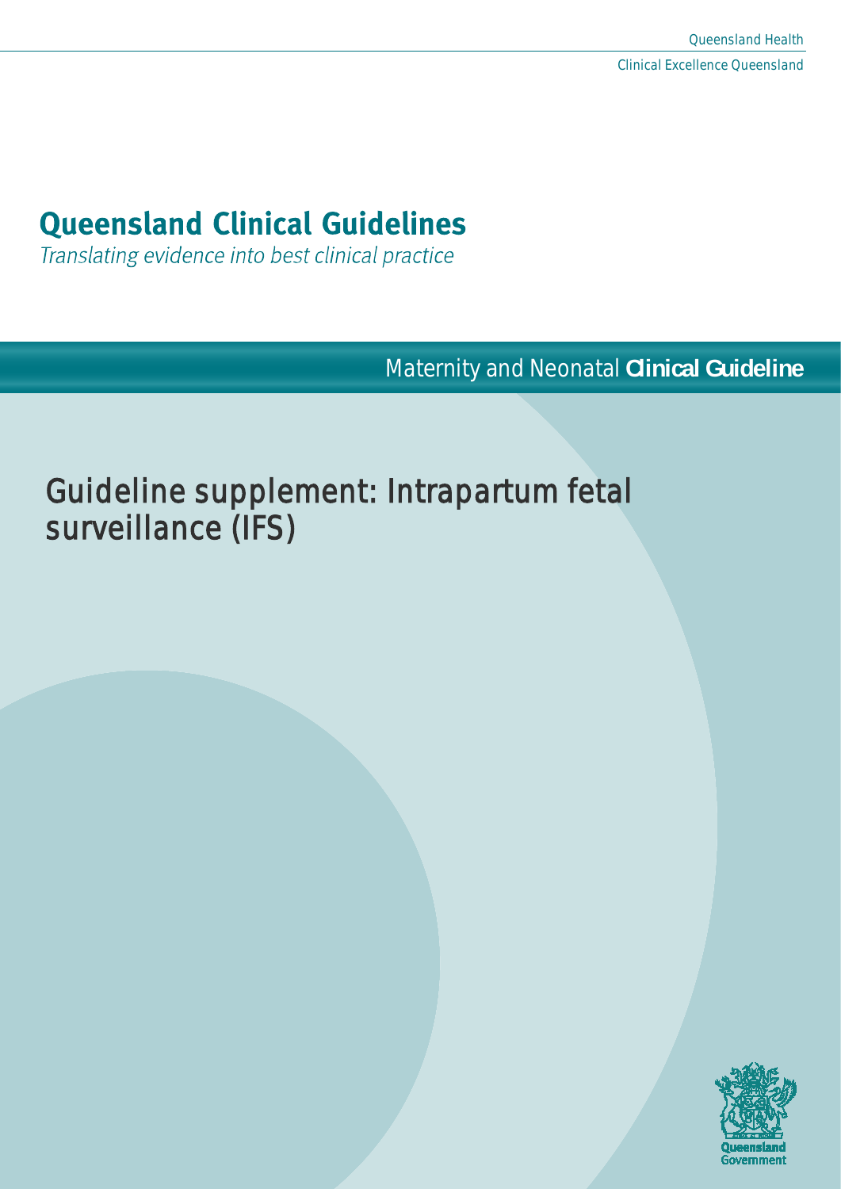Queensland Health

Clinical Excellence Queensland

# Queensland Clinical Guidelines

*Translating evidence into best clinical practice*

Maternity and Neonatal **Clinical Guideline**

# Guideline supplement: Intrapartum fetal surveillance (IFS)

Queensland Government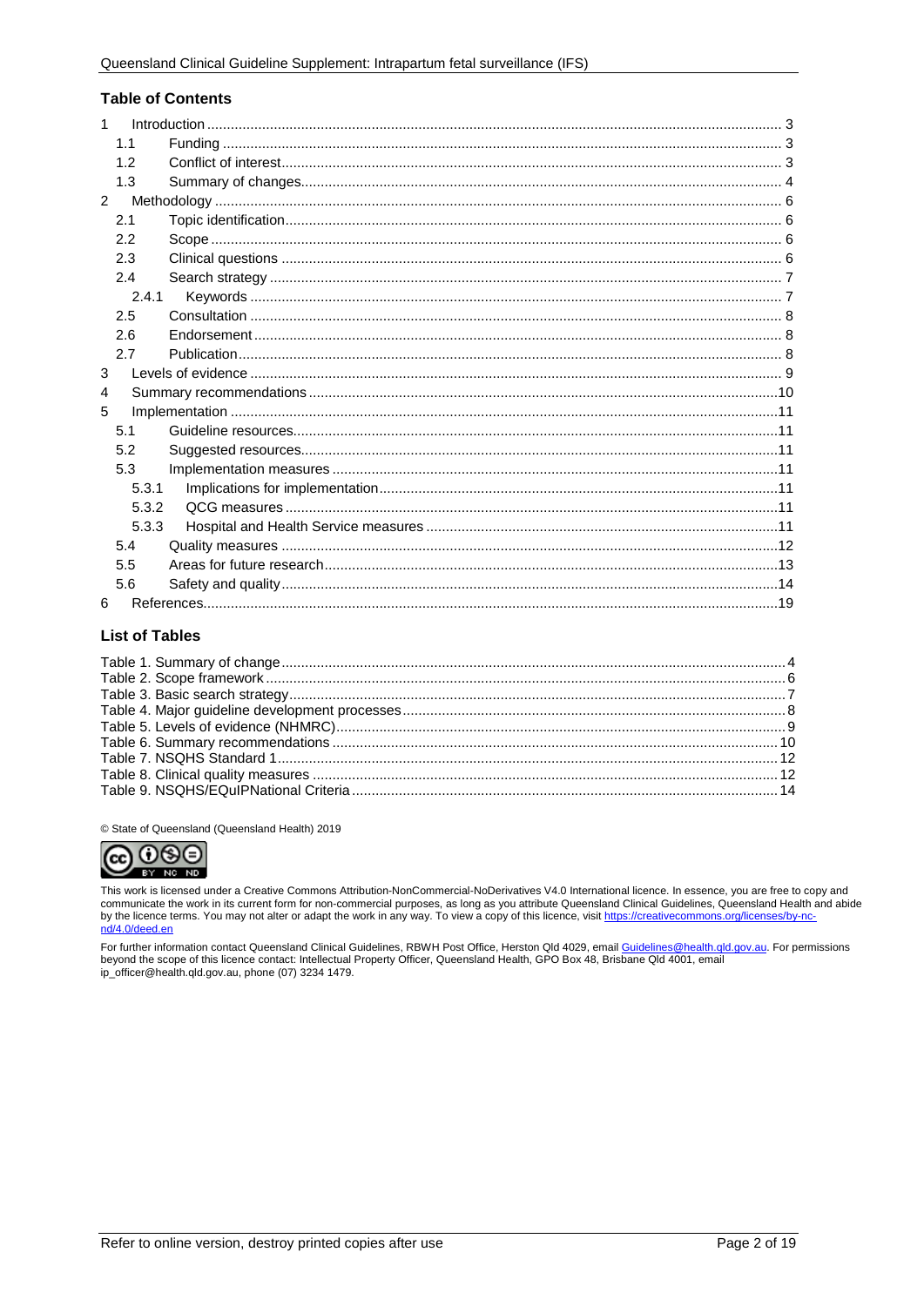## Table of Contents

1 Introduction ..... 3
- 1.1 Funding ..... 3
- 1.2 Conflict of interest ..... 3
- 1.3 Summary of changes ..... 4

2 Methodology ..... 6
- 2.1 Topic identification ..... 6
- 2.2 Scope ..... 6
- 2.3 Clinical questions ..... 6
- 2.4 Search strategy ..... 7
  - 2.4.1 Keywords ..... 7
- 2.5 Consultation ..... 8
- 2.6 Endorsement ..... 8
- 2.7 Publication ..... 8

3 Levels of evidence ..... 9

4 Summary recommendations ..... 10

5 Implementation ..... 11
- 5.1 Guideline resources ..... 11
- 5.2 Suggested resources ..... 11
- 5.3 Implementation measures ..... 11
  - 5.3.1 Implications for implementation ..... 11
  - 5.3.2 QCG measures ..... 11
  - 5.3.3 Hospital and Health Service measures ..... 11
- 5.4 Quality measures ..... 12
- 5.5 Areas for future research ..... 13
- 5.6 Safety and quality ..... 14

6 References ..... 19

## List of Tables

Table 1. Summary of change ..... 4
Table 2. Scope framework ..... 6
Table 3. Basic search strategy ..... 7
Table 4. Major guideline development processes ..... 8
Table 5. Levels of evidence (NHMRC) ..... 9
Table 6. Summary recommendations ..... 10
Table 7. NSQHS Standard 1 ..... 12
Table 8. Clinical quality measures ..... 12
Table 9. NSQHS/EQuIPNational Criteria ..... 14

© State of Queensland (Queensland Health) 2019

This work is licensed under a Creative Commons Attribution-NonCommercial-NoDerivatives V4.0 International licence. In essence, you are free to copy and communicate the work in its current form for non-commercial purposes, as long as you attribute Queensland Clinical Guidelines, Queensland Health and abide by the licence terms. You may not alter or adapt the work in any way. To view a copy of this licence, visit https://creativecommons.org/licenses/by-nc-nd/4.0/deed.en

For further information contact Queensland Clinical Guidelines, RBWH Post Office, Herston Qld 4029, email Guidelines@health.qld.gov.au. For permissions beyond the scope of this licence contact: Intellectual Property Officer, Queensland Health, GPO Box 48, Brisbane Qld 4001, email ip_officer@health.qld.gov.au, phone (07) 3234 1479.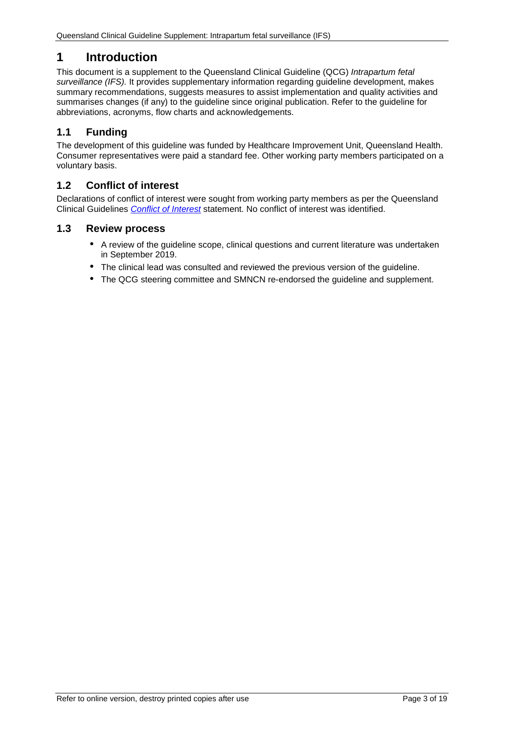# 1 Introduction

This document is a supplement to the Queensland Clinical Guideline (QCG) *Intrapartum fetal surveillance (IFS).* It provides supplementary information regarding guideline development, makes summary recommendations, suggests measures to assist implementation and quality activities and summarises changes (if any) to the guideline since original publication. Refer to the guideline for abbreviations, acronyms, flow charts and acknowledgements.

## 1.1 Funding

The development of this guideline was funded by Healthcare Improvement Unit, Queensland Health. Consumer representatives were paid a standard fee. Other working party members participated on a voluntary basis.

## 1.2 Conflict of interest

Declarations of conflict of interest were sought from working party members as per the Queensland Clinical Guidelines *Conflict of Interest* statement. No conflict of interest was identified.

## 1.3 Review process

- A review of the guideline scope, clinical questions and current literature was undertaken in September 2019.
- The clinical lead was consulted and reviewed the previous version of the guideline.
- The QCG steering committee and SMNCN re-endorsed the guideline and supplement.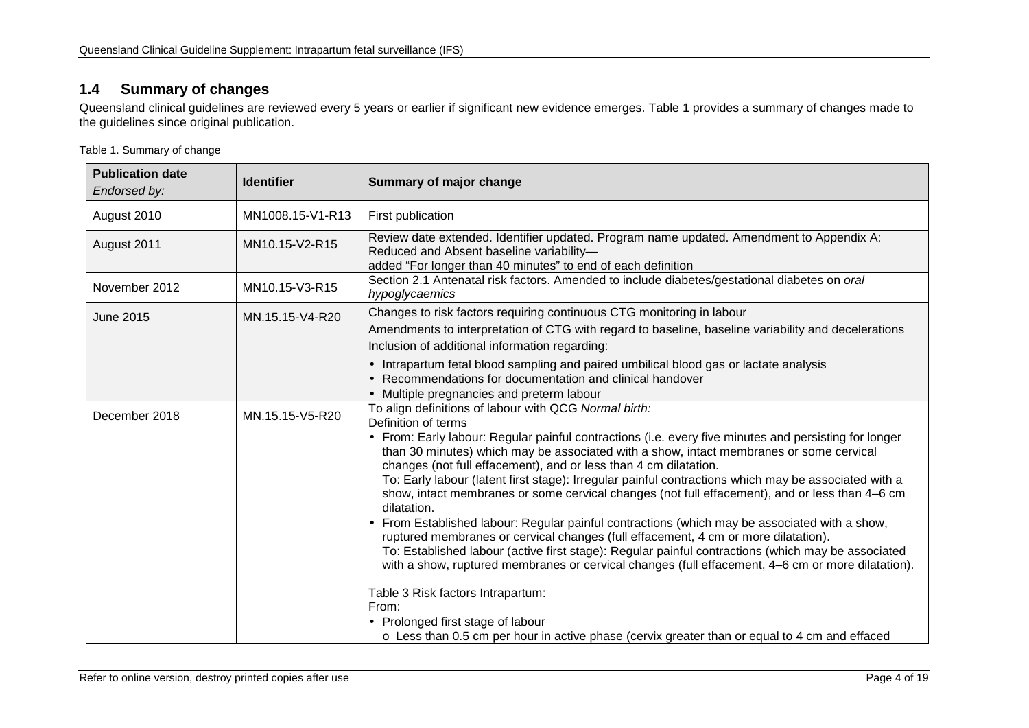## 1.4 Summary of changes

Queensland clinical guidelines are reviewed every 5 years or earlier if significant new evidence emerges. Table 1 provides a summary of changes made to the guidelines since original publication.

Table 1. Summary of change

| Publication date *Endorsed by:* | Identifier | Summary of major change |
|---|---|---|
| August 2010 | MN1008.15-V1-R13 | First publication |
| August 2011 | MN10.15-V2-R15 | Review date extended. Identifier updated. Program name updated. Amendment to Appendix A: Reduced and Absent baseline variability— added "For longer than 40 minutes" to end of each definition |
| November 2012 | MN10.15-V3-R15 | Section 2.1 Antenatal risk factors. Amended to include diabetes/gestational diabetes on *oral hypoglycaemics* |
| June 2015 | MN.15.15-V4-R20 | Changes to risk factors requiring continuous CTG monitoring in labour<br>Amendments to interpretation of CTG with regard to baseline, baseline variability and decelerations<br>Inclusion of additional information regarding:<br>• Intrapartum fetal blood sampling and paired umbilical blood gas or lactate analysis<br>• Recommendations for documentation and clinical handover<br>• Multiple pregnancies and preterm labour |
| December 2018 | MN.15.15-V5-R20 | To align definitions of labour with QCG *Normal birth:*<br>Definition of terms<br>• From: Early labour: Regular painful contractions (i.e. every five minutes and persisting for longer than 30 minutes) which may be associated with a show, intact membranes or some cervical changes (not full effacement), and or less than 4 cm dilatation.<br>To: Early labour (latent first stage): Irregular painful contractions which may be associated with a show, intact membranes or some cervical changes (not full effacement), and or less than 4–6 cm dilatation.<br>• From Established labour: Regular painful contractions (which may be associated with a show, ruptured membranes or cervical changes (full effacement, 4 cm or more dilatation).<br>To: Established labour (active first stage): Regular painful contractions (which may be associated with a show, ruptured membranes or cervical changes (full effacement, 4–6 cm or more dilatation).<br><br>Table 3 Risk factors Intrapartum:<br>From:<br>• Prolonged first stage of labour<br>o Less than 0.5 cm per hour in active phase (cervix greater than or equal to 4 cm and effaced |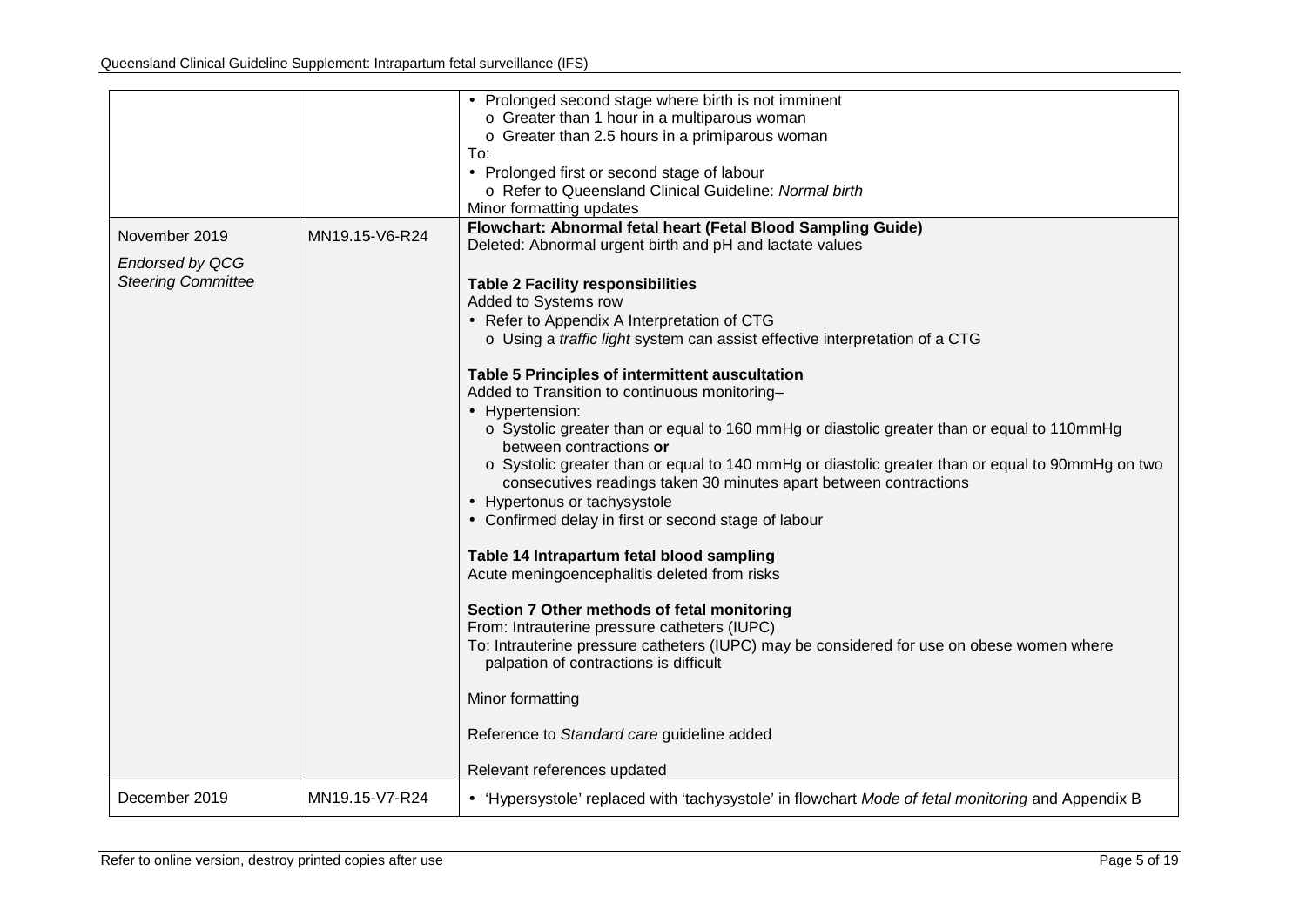| | | |
|---|---|---|
| | | • Prolonged second stage where birth is not imminent<br>  o Greater than 1 hour in a multiparous woman<br>  o Greater than 2.5 hours in a primiparous woman<br>To:<br>• Prolonged first or second stage of labour<br>  o Refer to Queensland Clinical Guideline: *Normal birth*<br>Minor formatting updates |
| November 2019<br><br>*Endorsed by QCG Steering Committee* | MN19.15-V6-R24 | **Flowchart: Abnormal fetal heart (Fetal Blood Sampling Guide)**<br>Deleted: Abnormal urgent birth and pH and lactate values<br><br>**Table 2 Facility responsibilities**<br>Added to Systems row<br>• Refer to Appendix A Interpretation of CTG<br>  o Using a *traffic light* system can assist effective interpretation of a CTG<br><br>**Table 5 Principles of intermittent auscultation**<br>Added to Transition to continuous monitoring–<br>• Hypertension:<br>  o Systolic greater than or equal to 160 mmHg or diastolic greater than or equal to 110mmHg between contractions **or**<br>  o Systolic greater than or equal to 140 mmHg or diastolic greater than or equal to 90mmHg on two consecutives readings taken 30 minutes apart between contractions<br>• Hypertonus or tachysystole<br>• Confirmed delay in first or second stage of labour<br><br>**Table 14 Intrapartum fetal blood sampling**<br>Acute meningoencephalitis deleted from risks<br><br>**Section 7 Other methods of fetal monitoring**<br>From: Intrauterine pressure catheters (IUPC)<br>To: Intrauterine pressure catheters (IUPC) may be considered for use on obese women where palpation of contractions is difficult<br><br>Minor formatting<br><br>Reference to *Standard care* guideline added<br><br>Relevant references updated |
| December 2019 | MN19.15-V7-R24 | • 'Hypersystole' replaced with 'tachysystole' in flowchart *Mode of fetal monitoring* and Appendix B |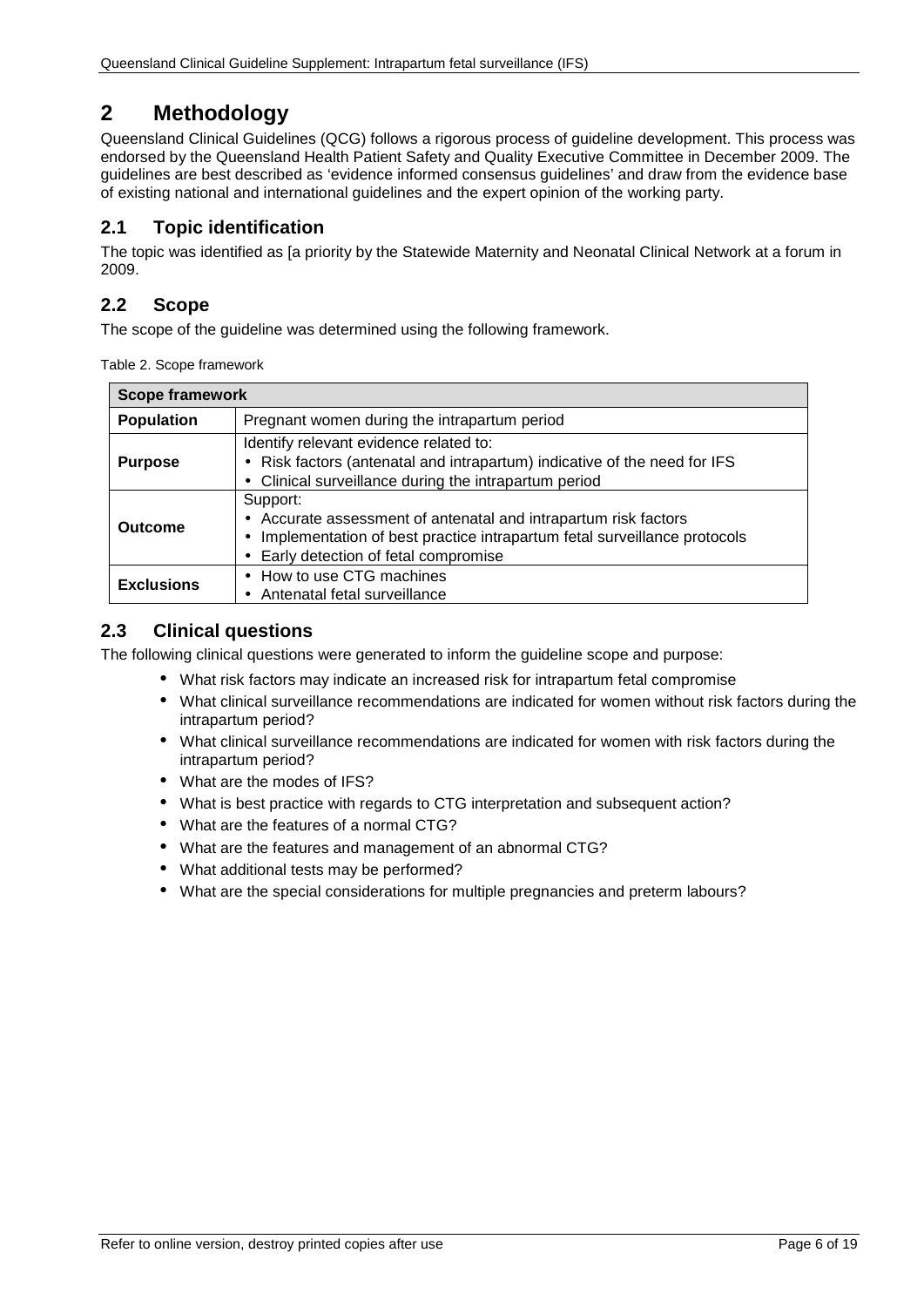# 2 Methodology

Queensland Clinical Guidelines (QCG) follows a rigorous process of guideline development. This process was endorsed by the Queensland Health Patient Safety and Quality Executive Committee in December 2009. The guidelines are best described as 'evidence informed consensus guidelines' and draw from the evidence base of existing national and international guidelines and the expert opinion of the working party.

## 2.1 Topic identification

The topic was identified as [a priority by the Statewide Maternity and Neonatal Clinical Network at a forum in 2009.

## 2.2 Scope

The scope of the guideline was determined using the following framework.

Table 2. Scope framework

| Scope framework | |
|---|---|
| **Population** | Pregnant women during the intrapartum period |
| **Purpose** | Identify relevant evidence related to:<br>• Risk factors (antenatal and intrapartum) indicative of the need for IFS<br>• Clinical surveillance during the intrapartum period |
| **Outcome** | Support:<br>• Accurate assessment of antenatal and intrapartum risk factors<br>• Implementation of best practice intrapartum fetal surveillance protocols<br>• Early detection of fetal compromise |
| **Exclusions** | • How to use CTG machines<br>• Antenatal fetal surveillance |

## 2.3 Clinical questions

The following clinical questions were generated to inform the guideline scope and purpose:

- What risk factors may indicate an increased risk for intrapartum fetal compromise
- What clinical surveillance recommendations are indicated for women without risk factors during the intrapartum period?
- What clinical surveillance recommendations are indicated for women with risk factors during the intrapartum period?
- What are the modes of IFS?
- What is best practice with regards to CTG interpretation and subsequent action?
- What are the features of a normal CTG?
- What are the features and management of an abnormal CTG?
- What additional tests may be performed?
- What are the special considerations for multiple pregnancies and preterm labours?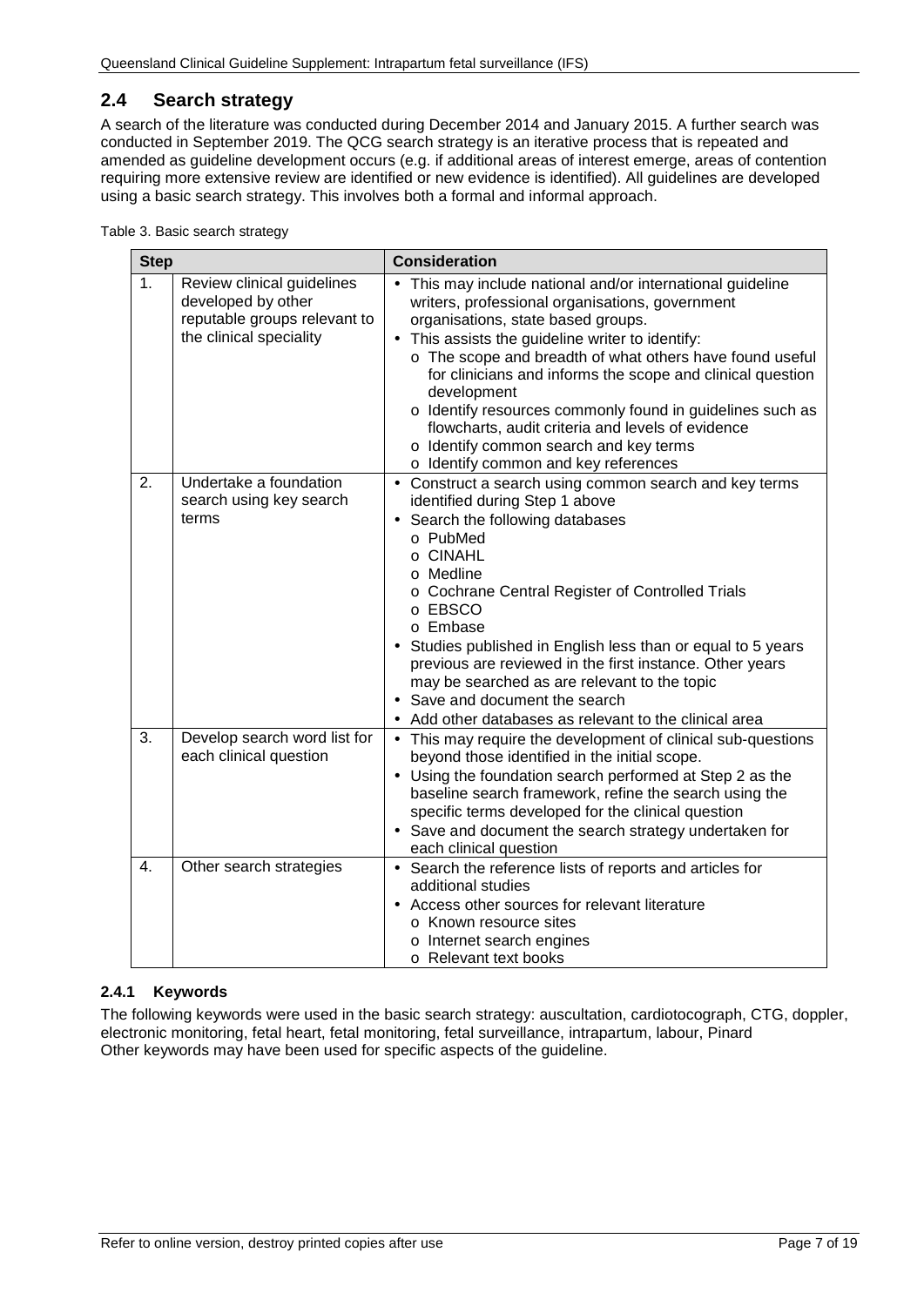## 2.4 Search strategy

A search of the literature was conducted during December 2014 and January 2015. A further search was conducted in September 2019. The QCG search strategy is an iterative process that is repeated and amended as guideline development occurs (e.g. if additional areas of interest emerge, areas of contention requiring more extensive review are identified or new evidence is identified). All guidelines are developed using a basic search strategy. This involves both a formal and informal approach.

Table 3. Basic search strategy

| Step | | Consideration |
|---|---|---|
| 1. | Review clinical guidelines developed by other reputable groups relevant to the clinical speciality | • This may include national and/or international guideline writers, professional organisations, government organisations, state based groups.<br>• This assists the guideline writer to identify:<br>o The scope and breadth of what others have found useful for clinicians and informs the scope and clinical question development<br>o Identify resources commonly found in guidelines such as flowcharts, audit criteria and levels of evidence<br>o Identify common search and key terms<br>o Identify common and key references |
| 2. | Undertake a foundation search using key search terms | • Construct a search using common search and key terms identified during Step 1 above<br>• Search the following databases<br>o PubMed<br>o CINAHL<br>o Medline<br>o Cochrane Central Register of Controlled Trials<br>o EBSCO<br>o Embase<br>• Studies published in English less than or equal to 5 years previous are reviewed in the first instance. Other years may be searched as are relevant to the topic<br>• Save and document the search<br>• Add other databases as relevant to the clinical area |
| 3. | Develop search word list for each clinical question | • This may require the development of clinical sub-questions beyond those identified in the initial scope.<br>• Using the foundation search performed at Step 2 as the baseline search framework, refine the search using the specific terms developed for the clinical question<br>• Save and document the search strategy undertaken for each clinical question |
| 4. | Other search strategies | • Search the reference lists of reports and articles for additional studies<br>• Access other sources for relevant literature<br>o Known resource sites<br>o Internet search engines<br>o Relevant text books |

### 2.4.1 Keywords

The following keywords were used in the basic search strategy: auscultation, cardiotocograph, CTG, doppler, electronic monitoring, fetal heart, fetal monitoring, fetal surveillance, intrapartum, labour, Pinard
Other keywords may have been used for specific aspects of the guideline.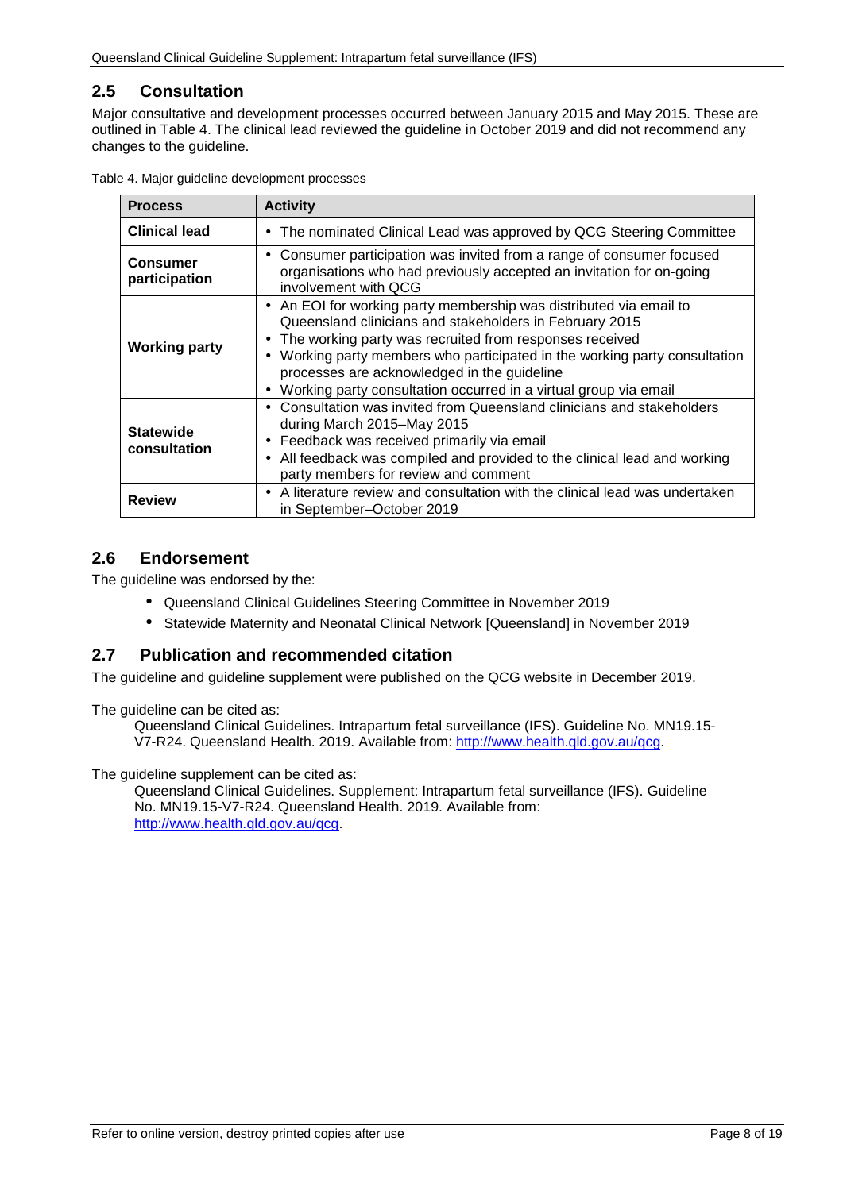## 2.5 Consultation

Major consultative and development processes occurred between January 2015 and May 2015. These are outlined in Table 4. The clinical lead reviewed the guideline in October 2019 and did not recommend any changes to the guideline.

Table 4. Major guideline development processes

| Process | Activity |
|---|---|
| **Clinical lead** | • The nominated Clinical Lead was approved by QCG Steering Committee |
| **Consumer participation** | • Consumer participation was invited from a range of consumer focused organisations who had previously accepted an invitation for on-going involvement with QCG |
| **Working party** | • An EOI for working party membership was distributed via email to Queensland clinicians and stakeholders in February 2015<br>• The working party was recruited from responses received<br>• Working party members who participated in the working party consultation processes are acknowledged in the guideline<br>• Working party consultation occurred in a virtual group via email |
| **Statewide consultation** | • Consultation was invited from Queensland clinicians and stakeholders during March 2015–May 2015<br>• Feedback was received primarily via email<br>• All feedback was compiled and provided to the clinical lead and working party members for review and comment |
| **Review** | • A literature review and consultation with the clinical lead was undertaken in September–October 2019 |

## 2.6 Endorsement

The guideline was endorsed by the:

- Queensland Clinical Guidelines Steering Committee in November 2019
- Statewide Maternity and Neonatal Clinical Network [Queensland] in November 2019

## 2.7 Publication and recommended citation

The guideline and guideline supplement were published on the QCG website in December 2019.

The guideline can be cited as:

Queensland Clinical Guidelines. Intrapartum fetal surveillance (IFS). Guideline No. MN19.15-V7-R24. Queensland Health. 2019. Available from: http://www.health.qld.gov.au/qcg.

The guideline supplement can be cited as:

Queensland Clinical Guidelines. Supplement: Intrapartum fetal surveillance (IFS). Guideline No. MN19.15-V7-R24. Queensland Health. 2019. Available from: http://www.health.qld.gov.au/qcg.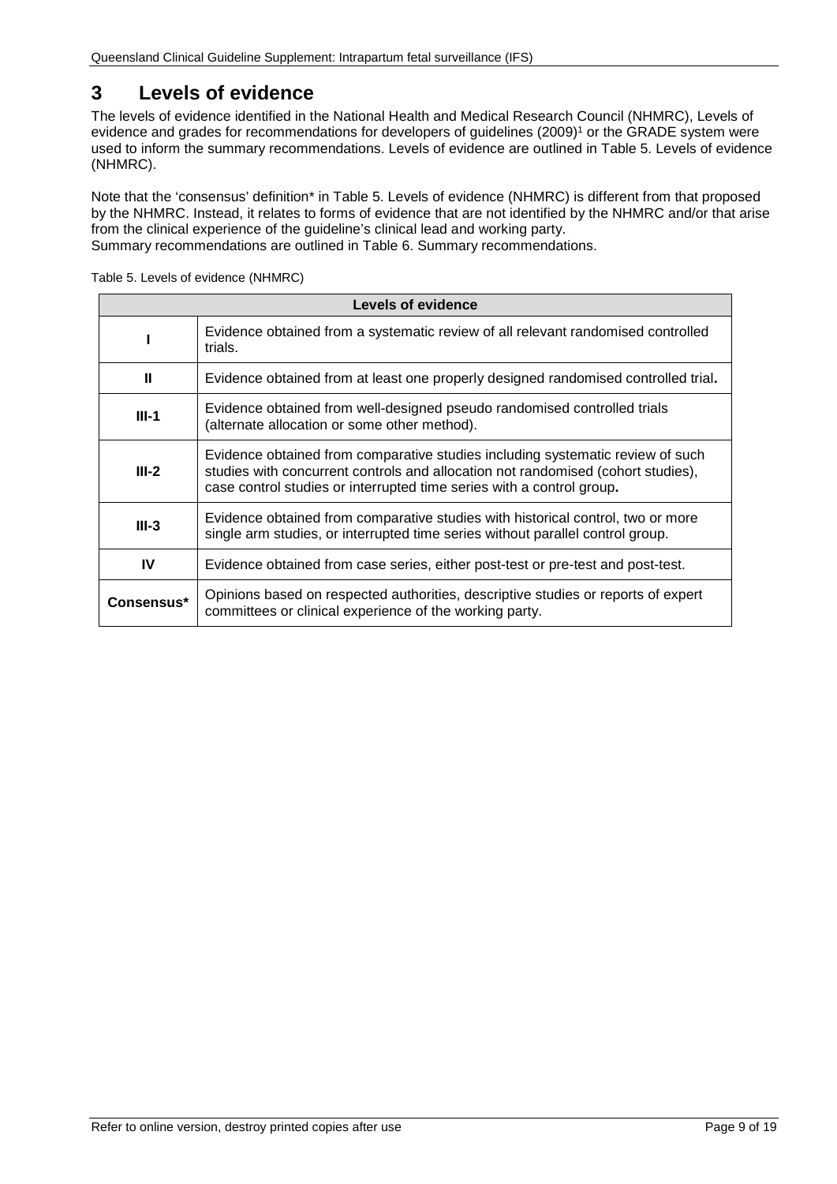# 3 Levels of evidence

The levels of evidence identified in the National Health and Medical Research Council (NHMRC), Levels of evidence and grades for recommendations for developers of guidelines (2009)[1] or the GRADE system were used to inform the summary recommendations. Levels of evidence are outlined in Table 5. Levels of evidence (NHMRC).

Note that the 'consensus' definition* in Table 5. Levels of evidence (NHMRC) is different from that proposed by the NHMRC. Instead, it relates to forms of evidence that are not identified by the NHMRC and/or that arise from the clinical experience of the guideline's clinical lead and working party.
Summary recommendations are outlined in Table 6. Summary recommendations.

Table 5. Levels of evidence (NHMRC)

| Levels of evidence | |
|---|---|
| **I** | Evidence obtained from a systematic review of all relevant randomised controlled trials. |
| **II** | Evidence obtained from at least one properly designed randomised controlled trial**.** |
| **III-1** | Evidence obtained from well-designed pseudo randomised controlled trials (alternate allocation or some other method). |
| **III-2** | Evidence obtained from comparative studies including systematic review of such studies with concurrent controls and allocation not randomised (cohort studies), case control studies or interrupted time series with a control group**.** |
| **III-3** | Evidence obtained from comparative studies with historical control, two or more single arm studies, or interrupted time series without parallel control group. |
| **IV** | Evidence obtained from case series, either post-test or pre-test and post-test. |
| **Consensus*** | Opinions based on respected authorities, descriptive studies or reports of expert committees or clinical experience of the working party. |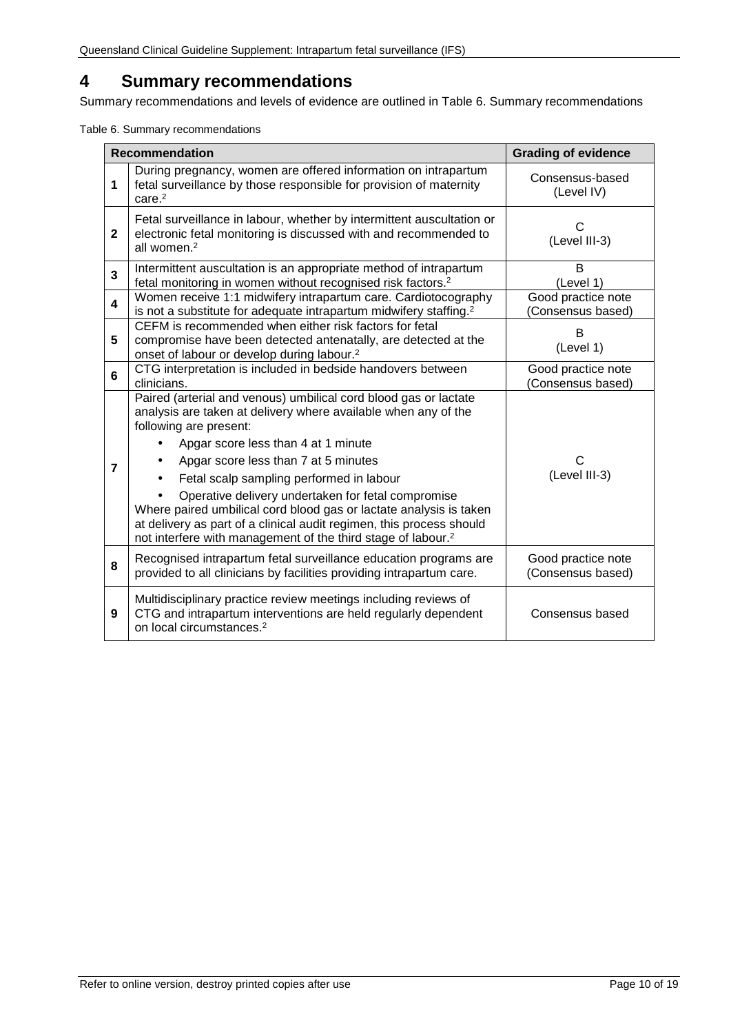# 4 Summary recommendations

Summary recommendations and levels of evidence are outlined in Table 6. Summary recommendations

Table 6. Summary recommendations

| | Recommendation | Grading of evidence |
|---|---|---|
| 1 | During pregnancy, women are offered information on intrapartum fetal surveillance by those responsible for provision of maternity care.[2] | Consensus-based (Level IV) |
| 2 | Fetal surveillance in labour, whether by intermittent auscultation or electronic fetal monitoring is discussed with and recommended to all women.[2] | C (Level III-3) |
| 3 | Intermittent auscultation is an appropriate method of intrapartum fetal monitoring in women without recognised risk factors.[2] | B (Level 1) |
| 4 | Women receive 1:1 midwifery intrapartum care. Cardiotocography is not a substitute for adequate intrapartum midwifery staffing.[2] | Good practice note (Consensus based) |
| 5 | CEFM is recommended when either risk factors for fetal compromise have been detected antenatally, are detected at the onset of labour or develop during labour.[2] | B (Level 1) |
| 6 | CTG interpretation is included in bedside handovers between clinicians. | Good practice note (Consensus based) |
| 7 | Paired (arterial and venous) umbilical cord blood gas or lactate analysis are taken at delivery where available when any of the following are present: <br>• Apgar score less than 4 at 1 minute <br>• Apgar score less than 7 at 5 minutes <br>• Fetal scalp sampling performed in labour <br>• Operative delivery undertaken for fetal compromise <br>Where paired umbilical cord blood gas or lactate analysis is taken at delivery as part of a clinical audit regimen, this process should not interfere with management of the third stage of labour.[2] | C (Level III-3) |
| 8 | Recognised intrapartum fetal surveillance education programs are provided to all clinicians by facilities providing intrapartum care. | Good practice note (Consensus based) |
| 9 | Multidisciplinary practice review meetings including reviews of CTG and intrapartum interventions are held regularly dependent on local circumstances.[2] | Consensus based |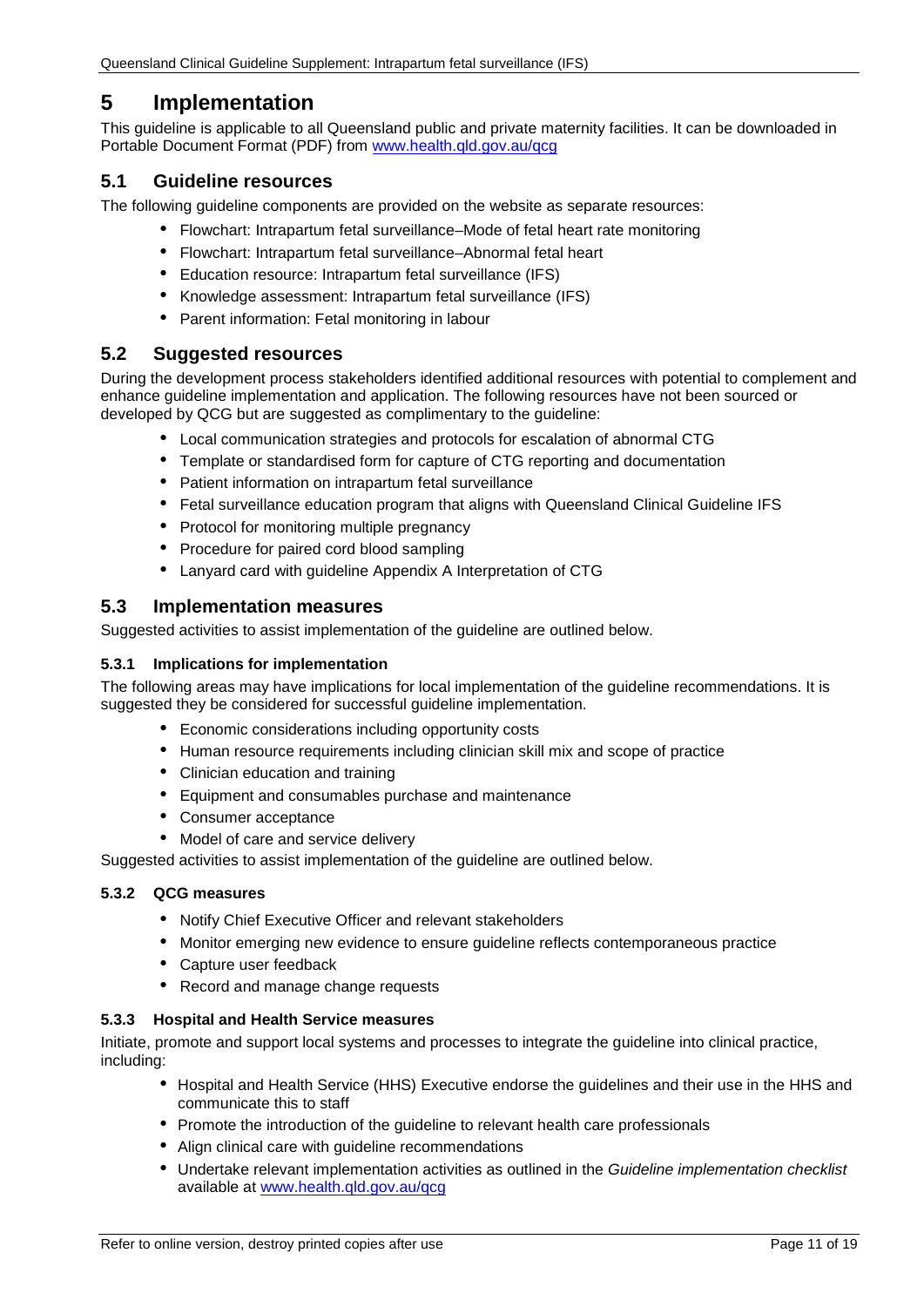# 5 Implementation

This guideline is applicable to all Queensland public and private maternity facilities. It can be downloaded in Portable Document Format (PDF) from [www.health.qld.gov.au/qcg](http://www.health.qld.gov.au/qcg)

## 5.1 Guideline resources

The following guideline components are provided on the website as separate resources:

- Flowchart: Intrapartum fetal surveillance–Mode of fetal heart rate monitoring
- Flowchart: Intrapartum fetal surveillance–Abnormal fetal heart
- Education resource: Intrapartum fetal surveillance (IFS)
- Knowledge assessment: Intrapartum fetal surveillance (IFS)
- Parent information: Fetal monitoring in labour

## 5.2 Suggested resources

During the development process stakeholders identified additional resources with potential to complement and enhance guideline implementation and application. The following resources have not been sourced or developed by QCG but are suggested as complimentary to the guideline:

- Local communication strategies and protocols for escalation of abnormal CTG
- Template or standardised form for capture of CTG reporting and documentation
- Patient information on intrapartum fetal surveillance
- Fetal surveillance education program that aligns with Queensland Clinical Guideline IFS
- Protocol for monitoring multiple pregnancy
- Procedure for paired cord blood sampling
- Lanyard card with guideline Appendix A Interpretation of CTG

## 5.3 Implementation measures

Suggested activities to assist implementation of the guideline are outlined below.

### 5.3.1 Implications for implementation

The following areas may have implications for local implementation of the guideline recommendations. It is suggested they be considered for successful guideline implementation.

- Economic considerations including opportunity costs
- Human resource requirements including clinician skill mix and scope of practice
- Clinician education and training
- Equipment and consumables purchase and maintenance
- Consumer acceptance
- Model of care and service delivery

Suggested activities to assist implementation of the guideline are outlined below.

### 5.3.2 QCG measures

- Notify Chief Executive Officer and relevant stakeholders
- Monitor emerging new evidence to ensure guideline reflects contemporaneous practice
- Capture user feedback
- Record and manage change requests

### 5.3.3 Hospital and Health Service measures

Initiate, promote and support local systems and processes to integrate the guideline into clinical practice, including:

- Hospital and Health Service (HHS) Executive endorse the guidelines and their use in the HHS and communicate this to staff
- Promote the introduction of the guideline to relevant health care professionals
- Align clinical care with guideline recommendations
- Undertake relevant implementation activities as outlined in the *Guideline implementation checklist* available at [www.health.qld.gov.au/qcg](http://www.health.qld.gov.au/qcg)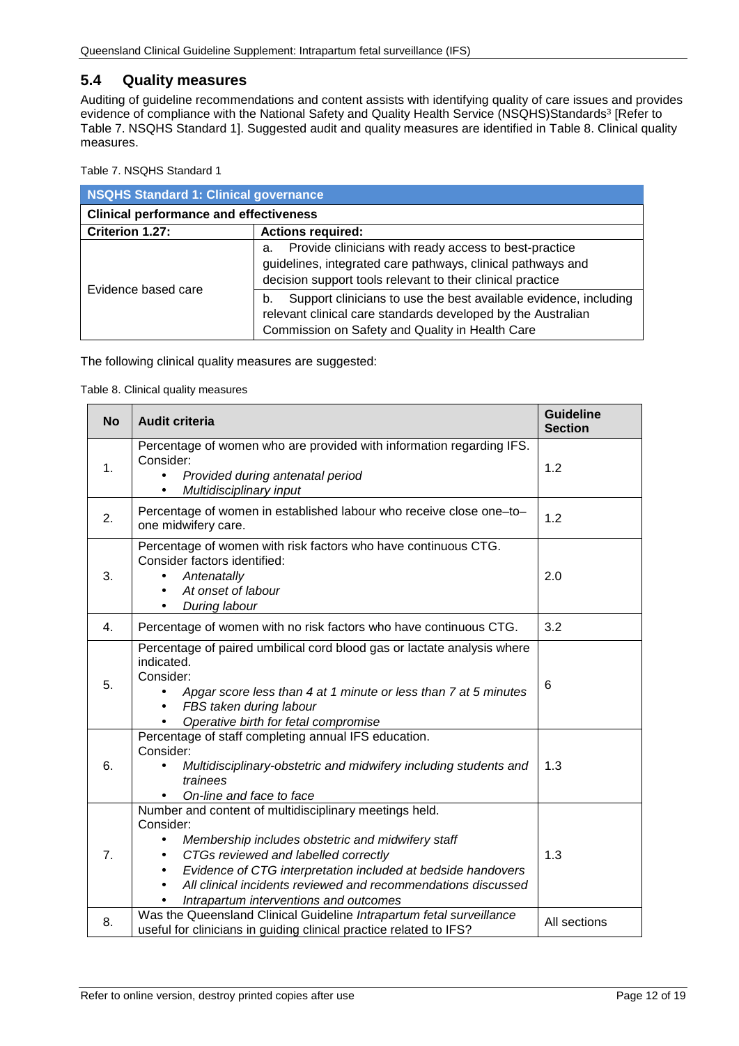## 5.4 Quality measures

Auditing of guideline recommendations and content assists with identifying quality of care issues and provides evidence of compliance with the National Safety and Quality Health Service (NSQHS)Standards[3] [Refer to Table 7. NSQHS Standard 1]. Suggested audit and quality measures are identified in Table 8. Clinical quality measures.

Table 7. NSQHS Standard 1

| **NSQHS Standard 1: Clinical governance** | |
|---|---|
| **Clinical performance and effectiveness** | |
| **Criterion 1.27:** | **Actions required:** |
| Evidence based care | a. Provide clinicians with ready access to best-practice guidelines, integrated care pathways, clinical pathways and decision support tools relevant to their clinical practice |
| | b. Support clinicians to use the best available evidence, including relevant clinical care standards developed by the Australian Commission on Safety and Quality in Health Care |

The following clinical quality measures are suggested:

Table 8. Clinical quality measures

| No | Audit criteria | Guideline Section |
|---|---|---|
| 1. | Percentage of women who are provided with information regarding IFS. Consider: <br>• *Provided during antenatal period* <br>• *Multidisciplinary input* | 1.2 |
| 2. | Percentage of women in established labour who receive close one–to–one midwifery care. | 1.2 |
| 3. | Percentage of women with risk factors who have continuous CTG. Consider factors identified: <br>• *Antenatally* <br>• *At onset of labour* <br>• *During labour* | 2.0 |
| 4. | Percentage of women with no risk factors who have continuous CTG. | 3.2 |
| 5. | Percentage of paired umbilical cord blood gas or lactate analysis where indicated. Consider: <br>• *Apgar score less than 4 at 1 minute or less than 7 at 5 minutes* <br>• *FBS taken during labour* <br>• *Operative birth for fetal compromise* | 6 |
| 6. | Percentage of staff completing annual IFS education. Consider: <br>• *Multidisciplinary-obstetric and midwifery including students and trainees* <br>• *On-line and face to face* | 1.3 |
| 7. | Number and content of multidisciplinary meetings held. Consider: <br>• *Membership includes obstetric and midwifery staff* <br>• *CTGs reviewed and labelled correctly* <br>• *Evidence of CTG interpretation included at bedside handovers* <br>• *All clinical incidents reviewed and recommendations discussed* <br>• *Intrapartum interventions and outcomes* | 1.3 |
| 8. | Was the Queensland Clinical Guideline *Intrapartum fetal surveillance* useful for clinicians in guiding clinical practice related to IFS? | All sections |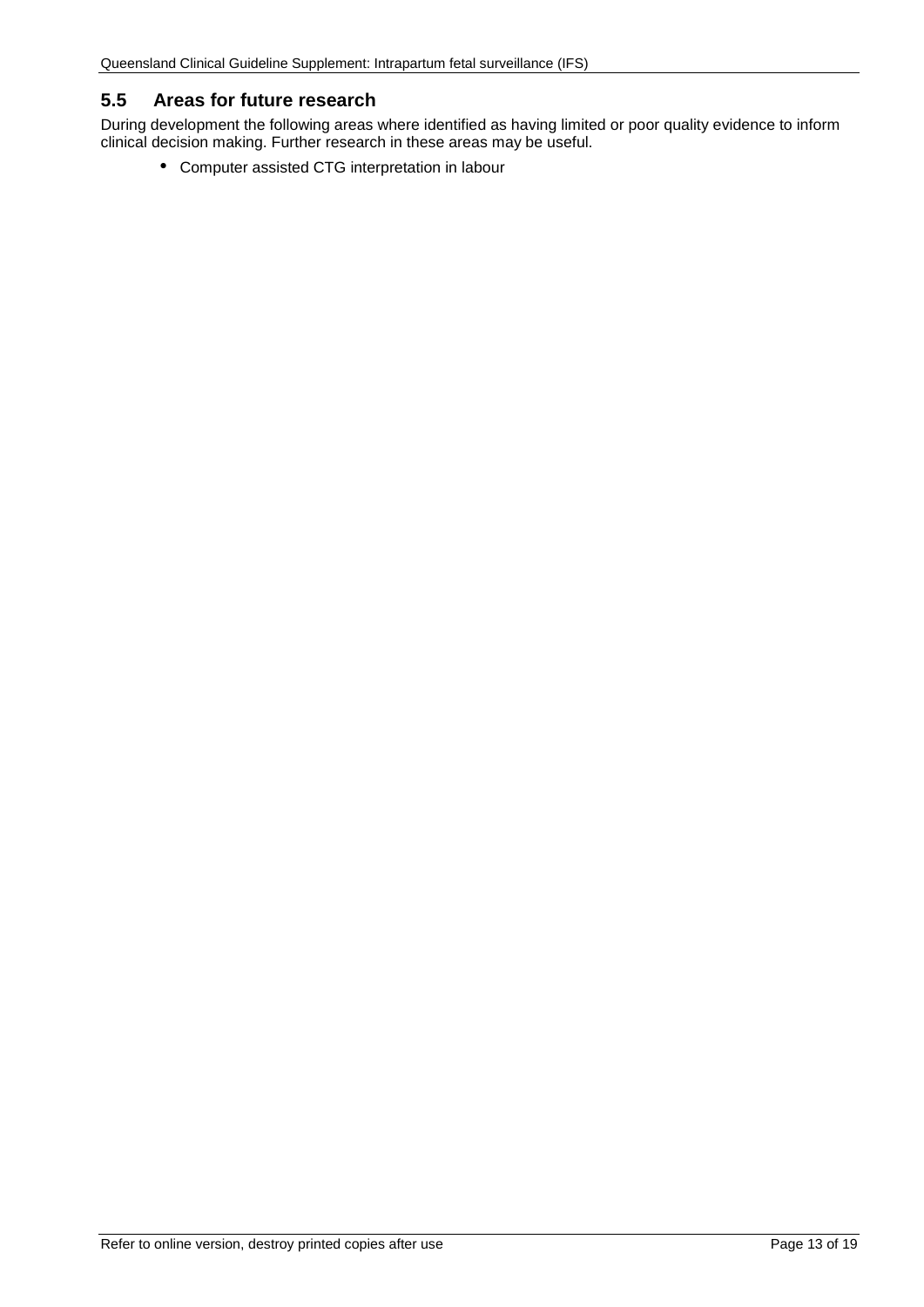## 5.5 Areas for future research

During development the following areas where identified as having limited or poor quality evidence to inform clinical decision making. Further research in these areas may be useful.

- Computer assisted CTG interpretation in labour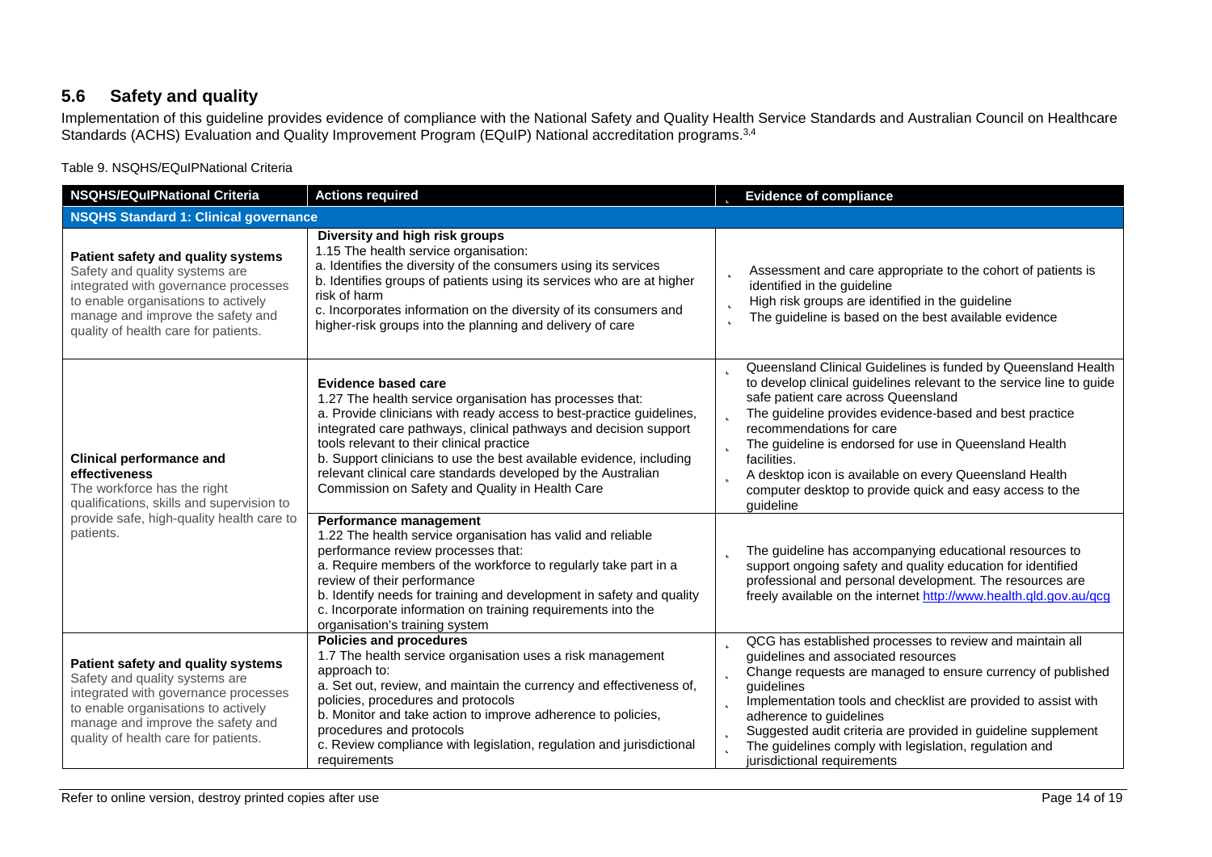## 5.6 Safety and quality

Implementation of this guideline provides evidence of compliance with the National Safety and Quality Health Service Standards and Australian Council on Healthcare Standards (ACHS) Evaluation and Quality Improvement Program (EQuIP) National accreditation programs.[3,4]

Table 9. NSQHS/EQuIPNational Criteria

| NSQHS/EQuIPNational Criteria | Actions required | Evidence of compliance |
|---|---|---|
| **NSQHS Standard 1: Clinical governance** | | |
| **Patient safety and quality systems**<br>Safety and quality systems are integrated with governance processes to enable organisations to actively manage and improve the safety and quality of health care for patients. | **Diversity and high risk groups**<br>1.15 The health service organisation:<br>a. Identifies the diversity of the consumers using its services<br>b. Identifies groups of patients using its services who are at higher risk of harm<br>c. Incorporates information on the diversity of its consumers and higher-risk groups into the planning and delivery of care | - Assessment and care appropriate to the cohort of patients is identified in the guideline<br>- High risk groups are identified in the guideline<br>- The guideline is based on the best available evidence |
| **Clinical performance and effectiveness**<br>The workforce has the right qualifications, skills and supervision to provide safe, high-quality health care to patients. | **Evidence based care**<br>1.27 The health service organisation has processes that:<br>a. Provide clinicians with ready access to best-practice guidelines, integrated care pathways, clinical pathways and decision support tools relevant to their clinical practice<br>b. Support clinicians to use the best available evidence, including relevant clinical care standards developed by the Australian Commission on Safety and Quality in Health Care | - Queensland Clinical Guidelines is funded by Queensland Health to develop clinical guidelines relevant to the service line to guide safe patient care across Queensland<br>- The guideline provides evidence-based and best practice recommendations for care<br>- The guideline is endorsed for use in Queensland Health facilities.<br>- A desktop icon is available on every Queensland Health computer desktop to provide quick and easy access to the guideline |
| | **Performance management**<br>1.22 The health service organisation has valid and reliable performance review processes that:<br>a. Require members of the workforce to regularly take part in a review of their performance<br>b. Identify needs for training and development in safety and quality<br>c. Incorporate information on training requirements into the organisation's training system | - The guideline has accompanying educational resources to support ongoing safety and quality education for identified professional and personal development. The resources are freely available on the internet http://www.health.qld.gov.au/qcg |
| **Patient safety and quality systems**<br>Safety and quality systems are integrated with governance processes to enable organisations to actively manage and improve the safety and quality of health care for patients. | **Policies and procedures**<br>1.7 The health service organisation uses a risk management approach to:<br>a. Set out, review, and maintain the currency and effectiveness of, policies, procedures and protocols<br>b. Monitor and take action to improve adherence to policies, procedures and protocols<br>c. Review compliance with legislation, regulation and jurisdictional requirements | - QCG has established processes to review and maintain all guidelines and associated resources<br>- Change requests are managed to ensure currency of published guidelines<br>- Implementation tools and checklist are provided to assist with adherence to guidelines<br>- Suggested audit criteria are provided in guideline supplement<br>- The guidelines comply with legislation, regulation and jurisdictional requirements |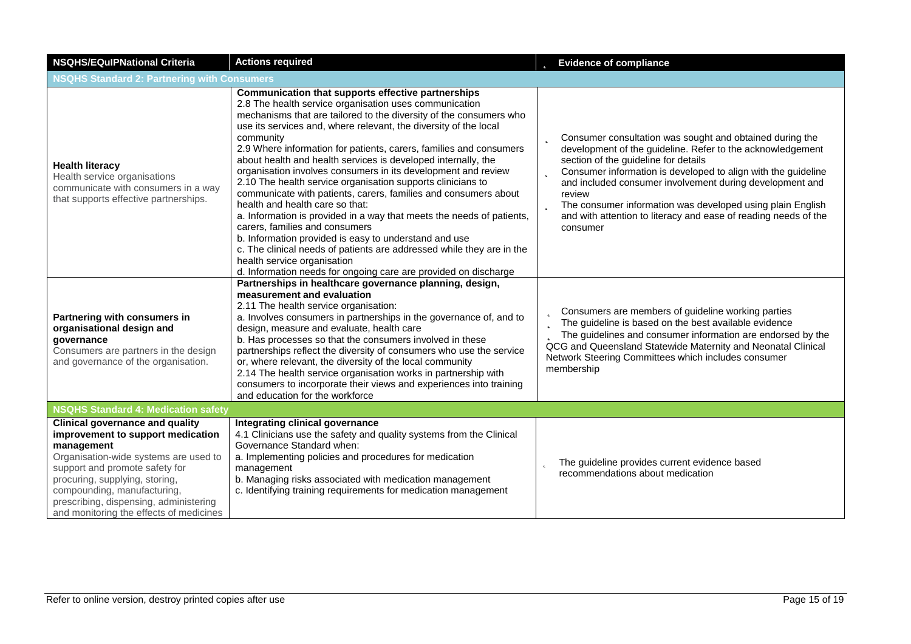| NSQHS/EQuIPNational Criteria | Actions required | Evidence of compliance |
|---|---|---|
| **NSQHS Standard 2: Partnering with Consumers** | | |
| **Health literacy**<br>Health service organisations communicate with consumers in a way that supports effective partnerships. | **Communication that supports effective partnerships**<br>2.8 The health service organisation uses communication mechanisms that are tailored to the diversity of the consumers who use its services and, where relevant, the diversity of the local community<br>2.9 Where information for patients, carers, families and consumers about health and health services is developed internally, the organisation involves consumers in its development and review<br>2.10 The health service organisation supports clinicians to communicate with patients, carers, families and consumers about health and health care so that:<br>a. Information is provided in a way that meets the needs of patients, carers, families and consumers<br>b. Information provided is easy to understand and use<br>c. The clinical needs of patients are addressed while they are in the health service organisation<br>d. Information needs for ongoing care are provided on discharge | - Consumer consultation was sought and obtained during the development of the guideline. Refer to the acknowledgement section of the guideline for details<br>- Consumer information is developed to align with the guideline and included consumer involvement during development and review<br>- The consumer information was developed using plain English and with attention to literacy and ease of reading needs of the consumer |
| **Partnering with consumers in organisational design and governance**<br>Consumers are partners in the design and governance of the organisation. | **Partnerships in healthcare governance planning, design, measurement and evaluation**<br>2.11 The health service organisation:<br>a. Involves consumers in partnerships in the governance of, and to design, measure and evaluate, health care<br>b. Has processes so that the consumers involved in these partnerships reflect the diversity of consumers who use the service or, where relevant, the diversity of the local community<br>2.14 The health service organisation works in partnership with consumers to incorporate their views and experiences into training and education for the workforce | - Consumers are members of guideline working parties<br>- The guideline is based on the best available evidence<br>- The guidelines and consumer information are endorsed by the QCG and Queensland Statewide Maternity and Neonatal Clinical Network Steering Committees which includes consumer membership |
| **NSQHS Standard 4: Medication safety** | | |
| **Clinical governance and quality improvement to support medication management**<br>Organisation-wide systems are used to support and promote safety for procuring, supplying, storing, compounding, manufacturing, prescribing, dispensing, administering and monitoring the effects of medicines | **Integrating clinical governance**<br>4.1 Clinicians use the safety and quality systems from the Clinical Governance Standard when:<br>a. Implementing policies and procedures for medication management<br>b. Managing risks associated with medication management<br>c. Identifying training requirements for medication management | - The guideline provides current evidence based recommendations about medication |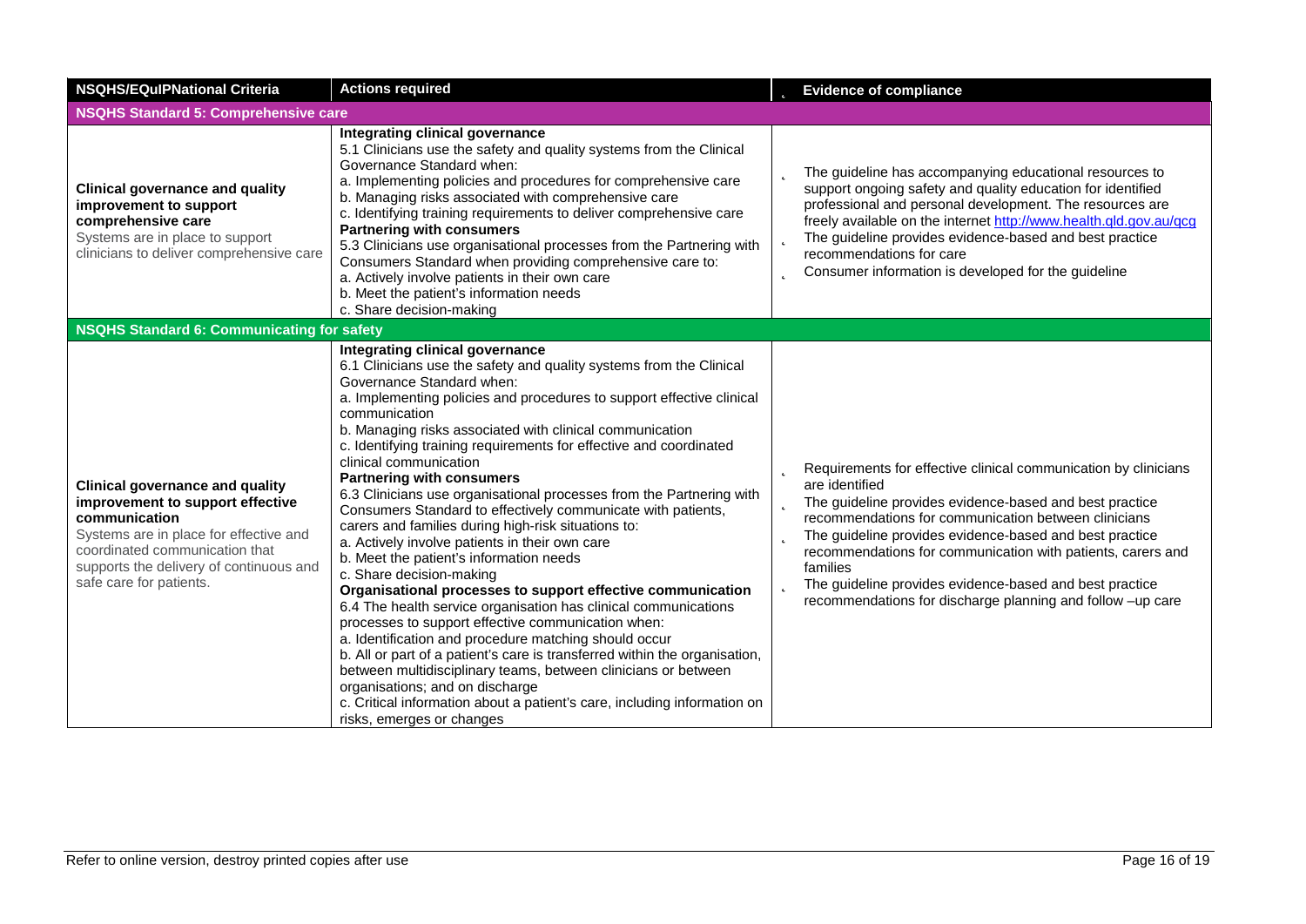| NSQHS/EQuIPNational Criteria | Actions required | Evidence of compliance |
|---|---|---|
| **NSQHS Standard 5: Comprehensive care** | | |
| **Clinical governance and quality improvement to support comprehensive care**<br>Systems are in place to support clinicians to deliver comprehensive care | **Integrating clinical governance**<br>5.1 Clinicians use the safety and quality systems from the Clinical Governance Standard when:<br>a. Implementing policies and procedures for comprehensive care<br>b. Managing risks associated with comprehensive care<br>c. Identifying training requirements to deliver comprehensive care<br>**Partnering with consumers**<br>5.3 Clinicians use organisational processes from the Partnering with Consumers Standard when providing comprehensive care to:<br>a. Actively involve patients in their own care<br>b. Meet the patient's information needs<br>c. Share decision-making | - The guideline has accompanying educational resources to support ongoing safety and quality education for identified professional and personal development. The resources are freely available on the internet http://www.health.qld.gov.au/qcg<br>- The guideline provides evidence-based and best practice recommendations for care<br>- Consumer information is developed for the guideline |
| **NSQHS Standard 6: Communicating for safety** | | |
| **Clinical governance and quality improvement to support effective communication**<br>Systems are in place for effective and coordinated communication that supports the delivery of continuous and safe care for patients. | **Integrating clinical governance**<br>6.1 Clinicians use the safety and quality systems from the Clinical Governance Standard when:<br>a. Implementing policies and procedures to support effective clinical communication<br>b. Managing risks associated with clinical communication<br>c. Identifying training requirements for effective and coordinated clinical communication<br>**Partnering with consumers**<br>6.3 Clinicians use organisational processes from the Partnering with Consumers Standard to effectively communicate with patients, carers and families during high-risk situations to:<br>a. Actively involve patients in their own care<br>b. Meet the patient's information needs<br>c. Share decision-making<br>**Organisational processes to support effective communication**<br>6.4 The health service organisation has clinical communications processes to support effective communication when:<br>a. Identification and procedure matching should occur<br>b. All or part of a patient's care is transferred within the organisation, between multidisciplinary teams, between clinicians or between organisations; and on discharge<br>c. Critical information about a patient's care, including information on risks, emerges or changes | - Requirements for effective clinical communication by clinicians are identified<br>- The guideline provides evidence-based and best practice recommendations for communication between clinicians<br>- The guideline provides evidence-based and best practice recommendations for communication with patients, carers and families<br>- The guideline provides evidence-based and best practice recommendations for discharge planning and follow –up care |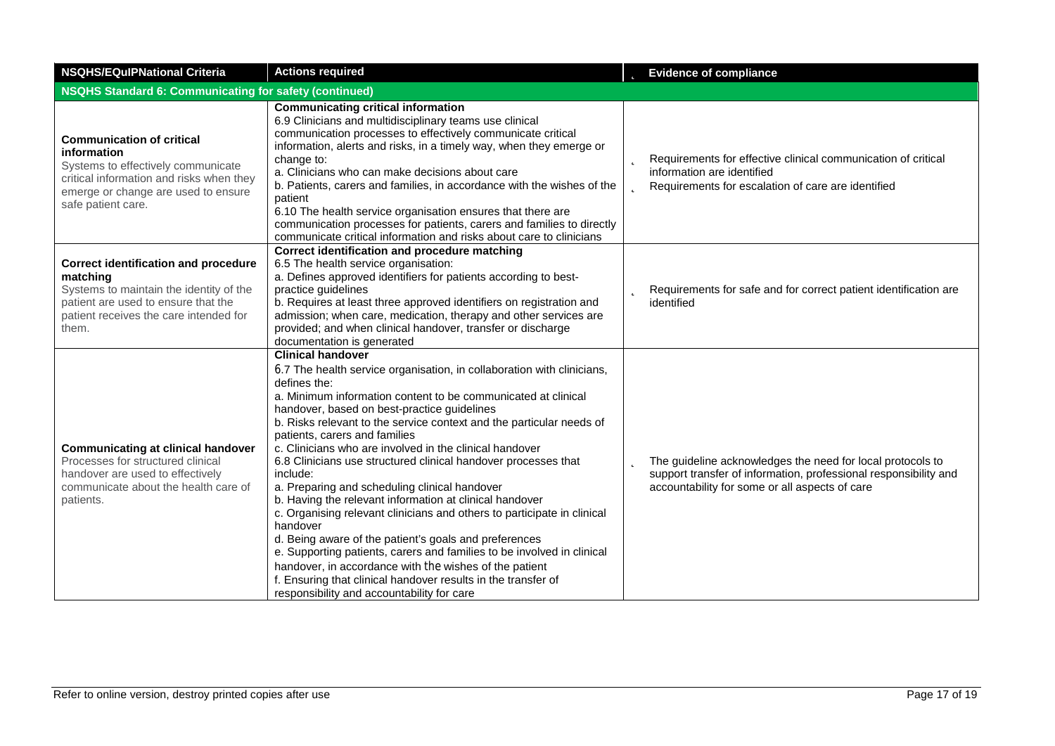| NSQHS/EQuIPNational Criteria | Actions required | Evidence of compliance |
|---|---|---|
| **NSQHS Standard 6: Communicating for safety (continued)** | | |
| **Communication of critical information**<br>Systems to effectively communicate critical information and risks when they emerge or change are used to ensure safe patient care. | **Communicating critical information**<br>6.9 Clinicians and multidisciplinary teams use clinical communication processes to effectively communicate critical information, alerts and risks, in a timely way, when they emerge or change to:<br>a. Clinicians who can make decisions about care<br>b. Patients, carers and families, in accordance with the wishes of the patient<br>6.10 The health service organisation ensures that there are communication processes for patients, carers and families to directly communicate critical information and risks about care to clinicians | - Requirements for effective clinical communication of critical information are identified<br>- Requirements for escalation of care are identified |
| **Correct identification and procedure matching**<br>Systems to maintain the identity of the patient are used to ensure that the patient receives the care intended for them. | **Correct identification and procedure matching**<br>6.5 The health service organisation:<br>a. Defines approved identifiers for patients according to best-practice guidelines<br>b. Requires at least three approved identifiers on registration and admission; when care, medication, therapy and other services are provided; and when clinical handover, transfer or discharge documentation is generated | - Requirements for safe and for correct patient identification are identified |
| **Communicating at clinical handover**<br>Processes for structured clinical handover are used to effectively communicate about the health care of patients. | **Clinical handover**<br>6.7 The health service organisation, in collaboration with clinicians, defines the:<br>a. Minimum information content to be communicated at clinical handover, based on best-practice guidelines<br>b. Risks relevant to the service context and the particular needs of patients, carers and families<br>c. Clinicians who are involved in the clinical handover<br>6.8 Clinicians use structured clinical handover processes that include:<br>a. Preparing and scheduling clinical handover<br>b. Having the relevant information at clinical handover<br>c. Organising relevant clinicians and others to participate in clinical handover<br>d. Being aware of the patient's goals and preferences<br>e. Supporting patients, carers and families to be involved in clinical handover, in accordance with the wishes of the patient<br>f. Ensuring that clinical handover results in the transfer of responsibility and accountability for care | - The guideline acknowledges the need for local protocols to support transfer of information, professional responsibility and accountability for some or all aspects of care |

Refer to online version, destroy printed copies after use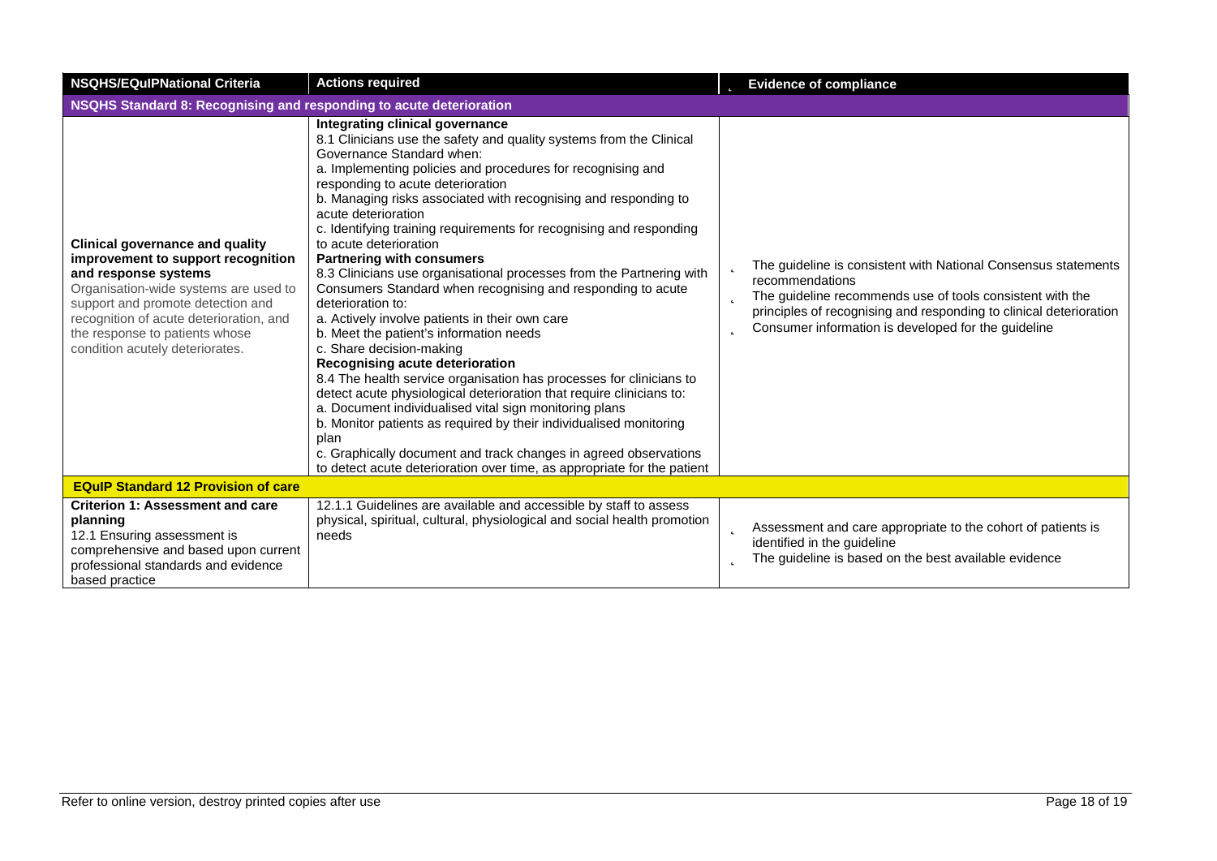| NSQHS/EQuIPNational Criteria | Actions required | Evidence of compliance |
|---|---|---|
| **NSQHS Standard 8: Recognising and responding to acute deterioration** | | |
| **Clinical governance and quality improvement to support recognition and response systems**<br>Organisation-wide systems are used to support and promote detection and recognition of acute deterioration, and the response to patients whose condition acutely deteriorates. | **Integrating clinical governance**<br>8.1 Clinicians use the safety and quality systems from the Clinical Governance Standard when:<br>a. Implementing policies and procedures for recognising and responding to acute deterioration<br>b. Managing risks associated with recognising and responding to acute deterioration<br>c. Identifying training requirements for recognising and responding to acute deterioration<br>**Partnering with consumers**<br>8.3 Clinicians use organisational processes from the Partnering with Consumers Standard when recognising and responding to acute deterioration to:<br>a. Actively involve patients in their own care<br>b. Meet the patient's information needs<br>c. Share decision-making<br>**Recognising acute deterioration**<br>8.4 The health service organisation has processes for clinicians to detect acute physiological deterioration that require clinicians to:<br>a. Document individualised vital sign monitoring plans<br>b. Monitor patients as required by their individualised monitoring plan<br>c. Graphically document and track changes in agreed observations to detect acute deterioration over time, as appropriate for the patient | - The guideline is consistent with National Consensus statements recommendations<br>- The guideline recommends use of tools consistent with the principles of recognising and responding to clinical deterioration<br>- Consumer information is developed for the guideline |
| **EQuIP Standard 12 Provision of care** | | |
| **Criterion 1: Assessment and care planning**<br>12.1 Ensuring assessment is comprehensive and based upon current professional standards and evidence based practice | 12.1.1 Guidelines are available and accessible by staff to assess physical, spiritual, cultural, physiological and social health promotion needs | - Assessment and care appropriate to the cohort of patients is identified in the guideline<br>- The guideline is based on the best available evidence |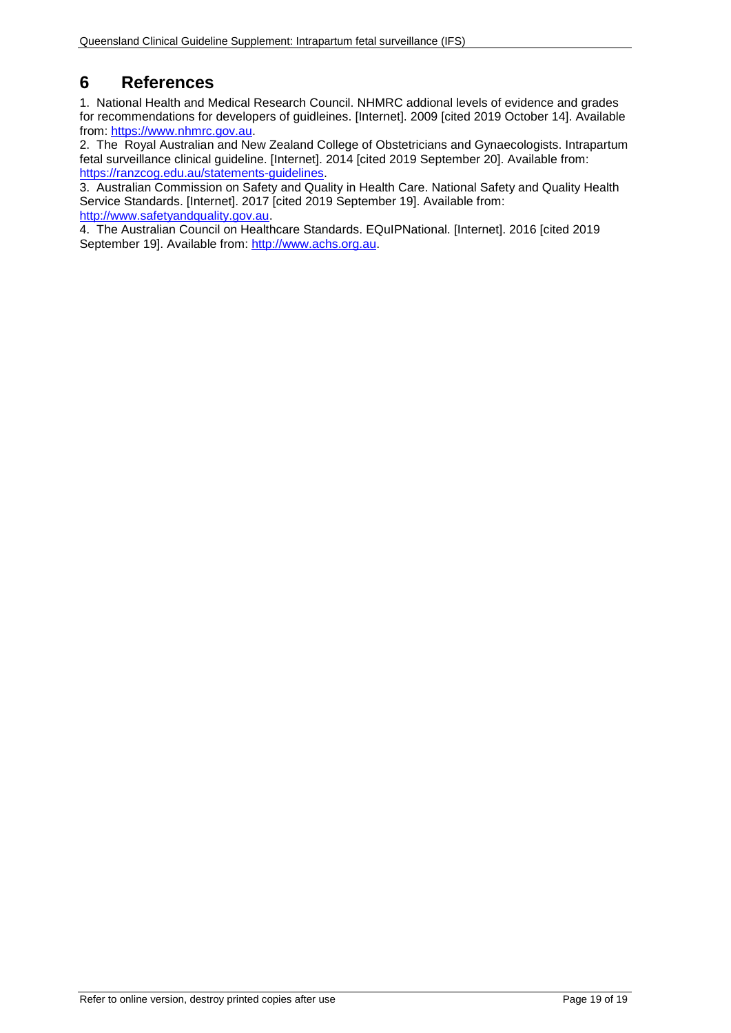# 6 References

1. National Health and Medical Research Council. NHMRC addional levels of evidence and grades for recommendations for developers of guidleines. [Internet]. 2009 [cited 2019 October 14]. Available from: https://www.nhmrc.gov.au.
2. The Royal Australian and New Zealand College of Obstetricians and Gynaecologists. Intrapartum fetal surveillance clinical guideline. [Internet]. 2014 [cited 2019 September 20]. Available from: https://ranzcog.edu.au/statements-guidelines.
3. Australian Commission on Safety and Quality in Health Care. National Safety and Quality Health Service Standards. [Internet]. 2017 [cited 2019 September 19]. Available from: http://www.safetyandquality.gov.au.
4. The Australian Council on Healthcare Standards. EQuIPNational. [Internet]. 2016 [cited 2019 September 19]. Available from: http://www.achs.org.au.